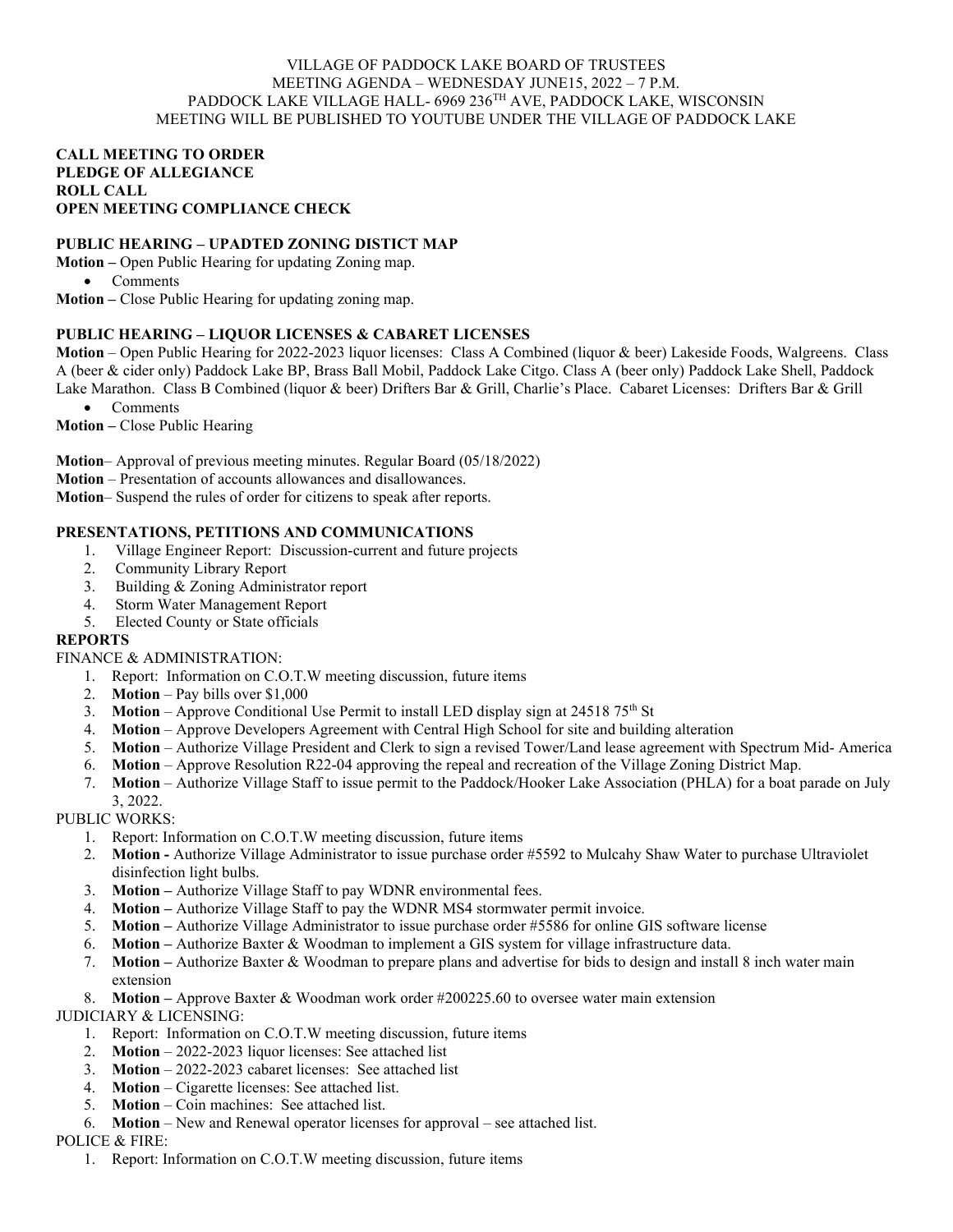VILLAGE OF PADDOCK LAKE BOARD OF TRUSTEES
MEETING AGENDA – WEDNESDAY JUNE15, 2022 – 7 P.M.
PADDOCK LAKE VILLAGE HALL- 6969 236TH AVE, PADDOCK LAKE, WISCONSIN
MEETING WILL BE PUBLISHED TO YOUTUBE UNDER THE VILLAGE OF PADDOCK LAKE

**CALL MEETING TO ORDER**
**PLEDGE OF ALLEGIANCE**
**ROLL CALL**
**OPEN MEETING COMPLIANCE CHECK**

**PUBLIC HEARING – UPADTED ZONING DISTICT MAP**

**Motion –** Open Public Hearing for updating Zoning map.

- Comments

**Motion –** Close Public Hearing for updating zoning map.

**PUBLIC HEARING – LIQUOR LICENSES & CABARET LICENSES**

**Motion** – Open Public Hearing for 2022-2023 liquor licenses: Class A Combined (liquor & beer) Lakeside Foods, Walgreens. Class A (beer & cider only) Paddock Lake BP, Brass Ball Mobil, Paddock Lake Citgo. Class A (beer only) Paddock Lake Shell, Paddock Lake Marathon. Class B Combined (liquor & beer) Drifters Bar & Grill, Charlie's Place. Cabaret Licenses: Drifters Bar & Grill

- Comments

**Motion –** Close Public Hearing

**Motion**– Approval of previous meeting minutes. Regular Board (05/18/2022)
**Motion** – Presentation of accounts allowances and disallowances.
**Motion**– Suspend the rules of order for citizens to speak after reports.

**PRESENTATIONS, PETITIONS AND COMMUNICATIONS**

1. Village Engineer Report: Discussion-current and future projects
2. Community Library Report
3. Building & Zoning Administrator report
4. Storm Water Management Report
5. Elected County or State officials

**REPORTS**

FINANCE & ADMINISTRATION:

1. Report: Information on C.O.T.W meeting discussion, future items
2. **Motion** – Pay bills over $1,000
3. **Motion** – Approve Conditional Use Permit to install LED display sign at 24518 75th St
4. **Motion** – Approve Developers Agreement with Central High School for site and building alteration
5. **Motion** – Authorize Village President and Clerk to sign a revised Tower/Land lease agreement with Spectrum Mid- America
6. **Motion** – Approve Resolution R22-04 approving the repeal and recreation of the Village Zoning District Map.
7. **Motion** – Authorize Village Staff to issue permit to the Paddock/Hooker Lake Association (PHLA) for a boat parade on July 3, 2022.

PUBLIC WORKS:

1. Report: Information on C.O.T.W meeting discussion, future items
2. **Motion -** Authorize Village Administrator to issue purchase order #5592 to Mulcahy Shaw Water to purchase Ultraviolet disinfection light bulbs.
3. **Motion –** Authorize Village Staff to pay WDNR environmental fees.
4. **Motion –** Authorize Village Staff to pay the WDNR MS4 stormwater permit invoice.
5. **Motion –** Authorize Village Administrator to issue purchase order #5586 for online GIS software license
6. **Motion –** Authorize Baxter & Woodman to implement a GIS system for village infrastructure data.
7. **Motion –** Authorize Baxter & Woodman to prepare plans and advertise for bids to design and install 8 inch water main extension
8. **Motion –** Approve Baxter & Woodman work order #200225.60 to oversee water main extension

JUDICIARY & LICENSING:

1. Report: Information on C.O.T.W meeting discussion, future items
2. **Motion** – 2022-2023 liquor licenses: See attached list
3. **Motion** – 2022-2023 cabaret licenses: See attached list
4. **Motion** – Cigarette licenses: See attached list.
5. **Motion** – Coin machines: See attached list.
6. **Motion** – New and Renewal operator licenses for approval – see attached list.

POLICE & FIRE:

1. Report: Information on C.O.T.W meeting discussion, future items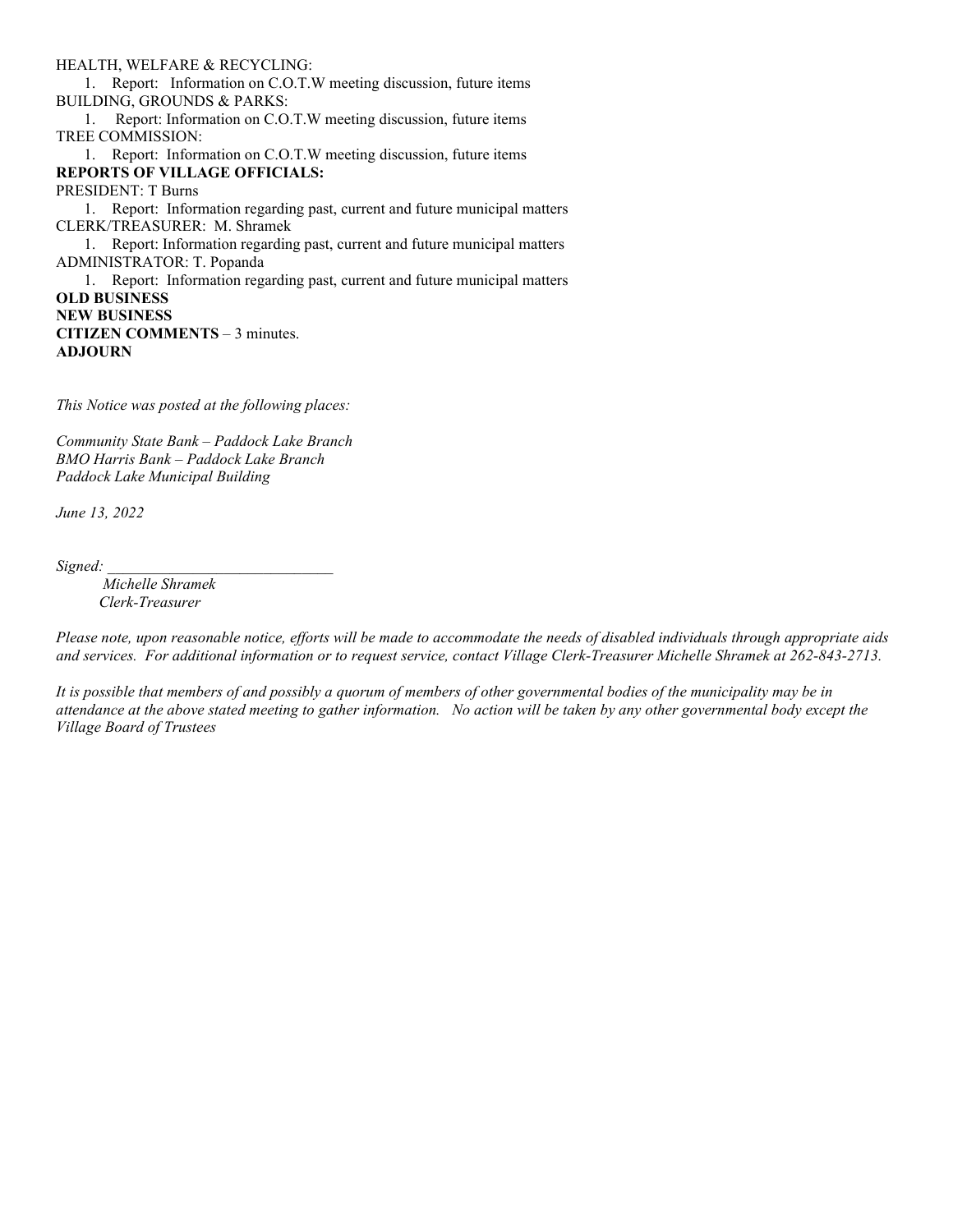HEALTH, WELFARE & RECYCLING:

1. Report: Information on C.O.T.W meeting discussion, future items

BUILDING, GROUNDS & PARKS:

1. Report: Information on C.O.T.W meeting discussion, future items

TREE COMMISSION:

1. Report: Information on C.O.T.W meeting discussion, future items

**REPORTS OF VILLAGE OFFICIALS:**

PRESIDENT: T Burns

1. Report: Information regarding past, current and future municipal matters

CLERK/TREASURER: M. Shramek

1. Report: Information regarding past, current and future municipal matters

ADMINISTRATOR: T. Popanda

1. Report: Information regarding past, current and future municipal matters

**OLD BUSINESS**

**NEW BUSINESS**

**CITIZEN COMMENTS** – 3 minutes.

**ADJOURN**

*This Notice was posted at the following places:*

*Community State Bank – Paddock Lake Branch*
*BMO Harris Bank – Paddock Lake Branch*
*Paddock Lake Municipal Building*

*June 13, 2022*

*Signed: _____________________________*
*Michelle Shramek*
*Clerk-Treasurer*

*Please note, upon reasonable notice, efforts will be made to accommodate the needs of disabled individuals through appropriate aids and services. For additional information or to request service, contact Village Clerk-Treasurer Michelle Shramek at 262-843-2713.*

*It is possible that members of and possibly a quorum of members of other governmental bodies of the municipality may be in attendance at the above stated meeting to gather information. No action will be taken by any other governmental body except the Village Board of Trustees*